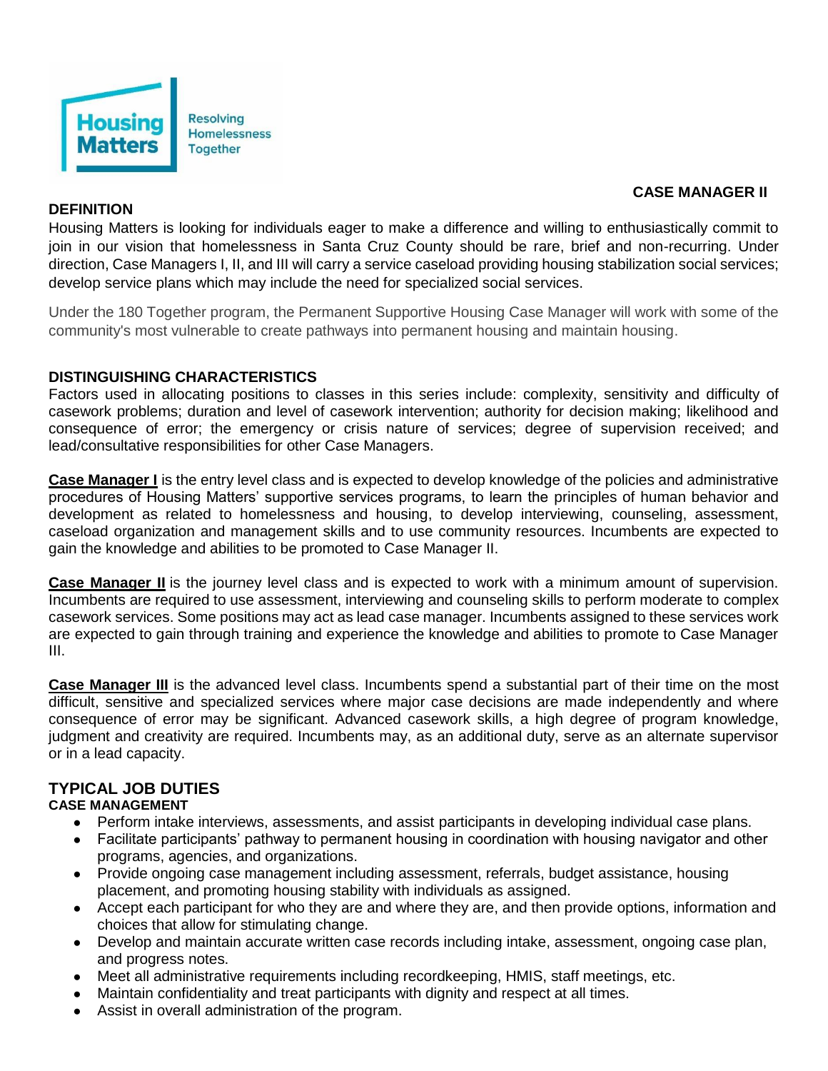Housing Matters
Resolving Homelessness Together

# CASE MANAGER II

## DEFINITION

Housing Matters is looking for individuals eager to make a difference and willing to enthusiastically commit to join in our vision that homelessness in Santa Cruz County should be rare, brief and non-recurring. Under direction, Case Managers I, II, and III will carry a service caseload providing housing stabilization social services; develop service plans which may include the need for specialized social services.

Under the 180 Together program, the Permanent Supportive Housing Case Manager will work with some of the community's most vulnerable to create pathways into permanent housing and maintain housing.

## DISTINGUISHING CHARACTERISTICS

Factors used in allocating positions to classes in this series include: complexity, sensitivity and difficulty of casework problems; duration and level of casework intervention; authority for decision making; likelihood and consequence of error; the emergency or crisis nature of services; degree of supervision received; and lead/consultative responsibilities for other Case Managers.

**Case Manager I** is the entry level class and is expected to develop knowledge of the policies and administrative procedures of Housing Matters' supportive services programs, to learn the principles of human behavior and development as related to homelessness and housing, to develop interviewing, counseling, assessment, caseload organization and management skills and to use community resources. Incumbents are expected to gain the knowledge and abilities to be promoted to Case Manager II.

**Case Manager II** is the journey level class and is expected to work with a minimum amount of supervision. Incumbents are required to use assessment, interviewing and counseling skills to perform moderate to complex casework services. Some positions may act as lead case manager. Incumbents assigned to these services work are expected to gain through training and experience the knowledge and abilities to promote to Case Manager III.

**Case Manager III** is the advanced level class. Incumbents spend a substantial part of their time on the most difficult, sensitive and specialized services where major case decisions are made independently and where consequence of error may be significant. Advanced casework skills, a high degree of program knowledge, judgment and creativity are required. Incumbents may, as an additional duty, serve as an alternate supervisor or in a lead capacity.

## TYPICAL JOB DUTIES

### CASE MANAGEMENT

- Perform intake interviews, assessments, and assist participants in developing individual case plans.
- Facilitate participants' pathway to permanent housing in coordination with housing navigator and other programs, agencies, and organizations.
- Provide ongoing case management including assessment, referrals, budget assistance, housing placement, and promoting housing stability with individuals as assigned.
- Accept each participant for who they are and where they are, and then provide options, information and choices that allow for stimulating change.
- Develop and maintain accurate written case records including intake, assessment, ongoing case plan, and progress notes.
- Meet all administrative requirements including recordkeeping, HMIS, staff meetings, etc.
- Maintain confidentiality and treat participants with dignity and respect at all times.
- Assist in overall administration of the program.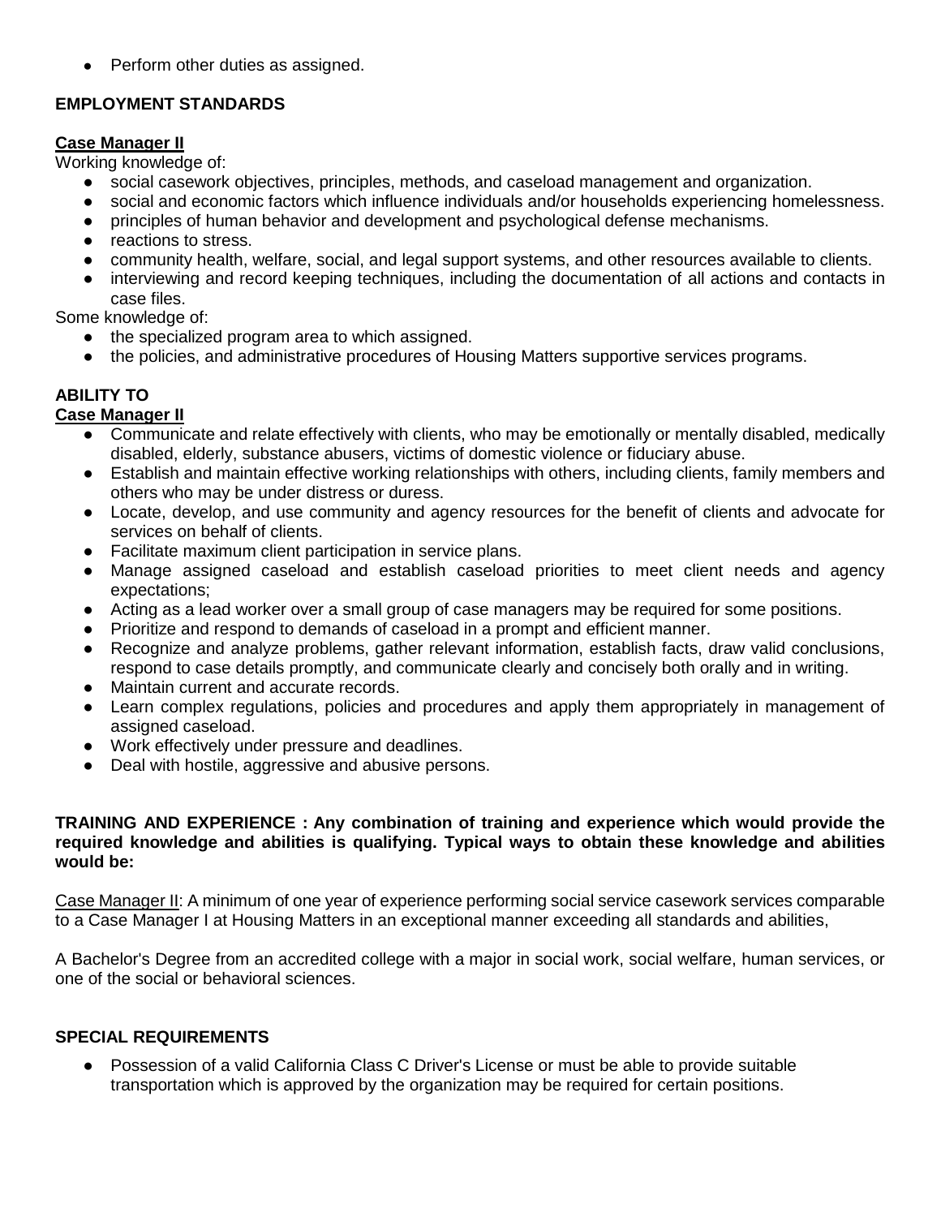- Perform other duties as assigned.

## EMPLOYMENT STANDARDS

**Case Manager II**

Working knowledge of:

- social casework objectives, principles, methods, and caseload management and organization.
- social and economic factors which influence individuals and/or households experiencing homelessness.
- principles of human behavior and development and psychological defense mechanisms.
- reactions to stress.
- community health, welfare, social, and legal support systems, and other resources available to clients.
- interviewing and record keeping techniques, including the documentation of all actions and contacts in case files.

Some knowledge of:

- the specialized program area to which assigned.
- the policies, and administrative procedures of Housing Matters supportive services programs.

## ABILITY TO

**Case Manager II**

- Communicate and relate effectively with clients, who may be emotionally or mentally disabled, medically disabled, elderly, substance abusers, victims of domestic violence or fiduciary abuse.
- Establish and maintain effective working relationships with others, including clients, family members and others who may be under distress or duress.
- Locate, develop, and use community and agency resources for the benefit of clients and advocate for services on behalf of clients.
- Facilitate maximum client participation in service plans.
- Manage assigned caseload and establish caseload priorities to meet client needs and agency expectations;
- Acting as a lead worker over a small group of case managers may be required for some positions.
- Prioritize and respond to demands of caseload in a prompt and efficient manner.
- Recognize and analyze problems, gather relevant information, establish facts, draw valid conclusions, respond to case details promptly, and communicate clearly and concisely both orally and in writing.
- Maintain current and accurate records.
- Learn complex regulations, policies and procedures and apply them appropriately in management of assigned caseload.
- Work effectively under pressure and deadlines.
- Deal with hostile, aggressive and abusive persons.

**TRAINING AND EXPERIENCE : Any combination of training and experience which would provide the required knowledge and abilities is qualifying. Typical ways to obtain these knowledge and abilities would be:**

Case Manager II: A minimum of one year of experience performing social service casework services comparable to a Case Manager I at Housing Matters in an exceptional manner exceeding all standards and abilities,

A Bachelor's Degree from an accredited college with a major in social work, social welfare, human services, or one of the social or behavioral sciences.

## SPECIAL REQUIREMENTS

- Possession of a valid California Class C Driver's License or must be able to provide suitable transportation which is approved by the organization may be required for certain positions.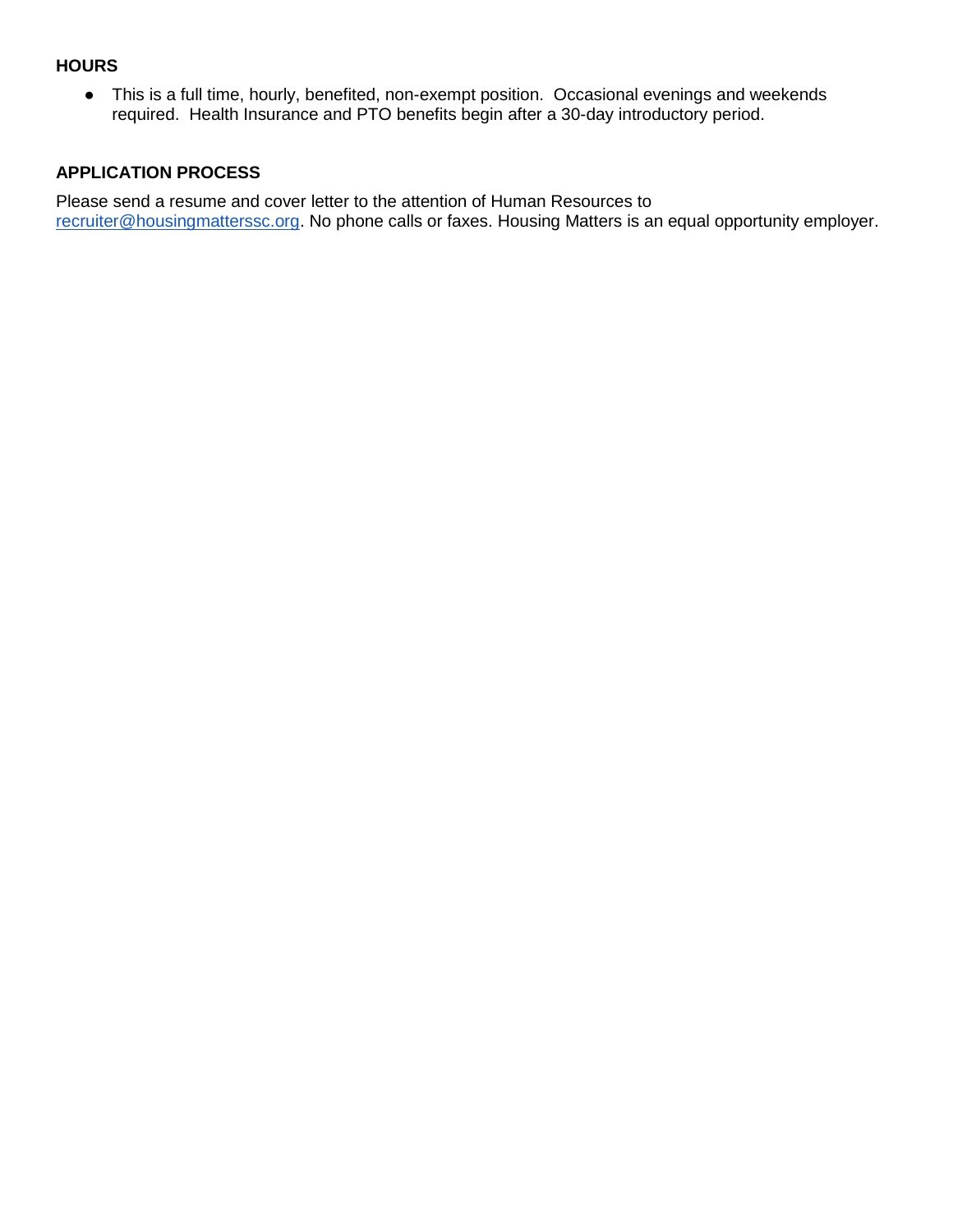## HOURS

- This is a full time, hourly, benefited, non-exempt position. Occasional evenings and weekends required. Health Insurance and PTO benefits begin after a 30-day introductory period.

## APPLICATION PROCESS

Please send a resume and cover letter to the attention of Human Resources to recruiter@housingmatterssc.org. No phone calls or faxes. Housing Matters is an equal opportunity employer.